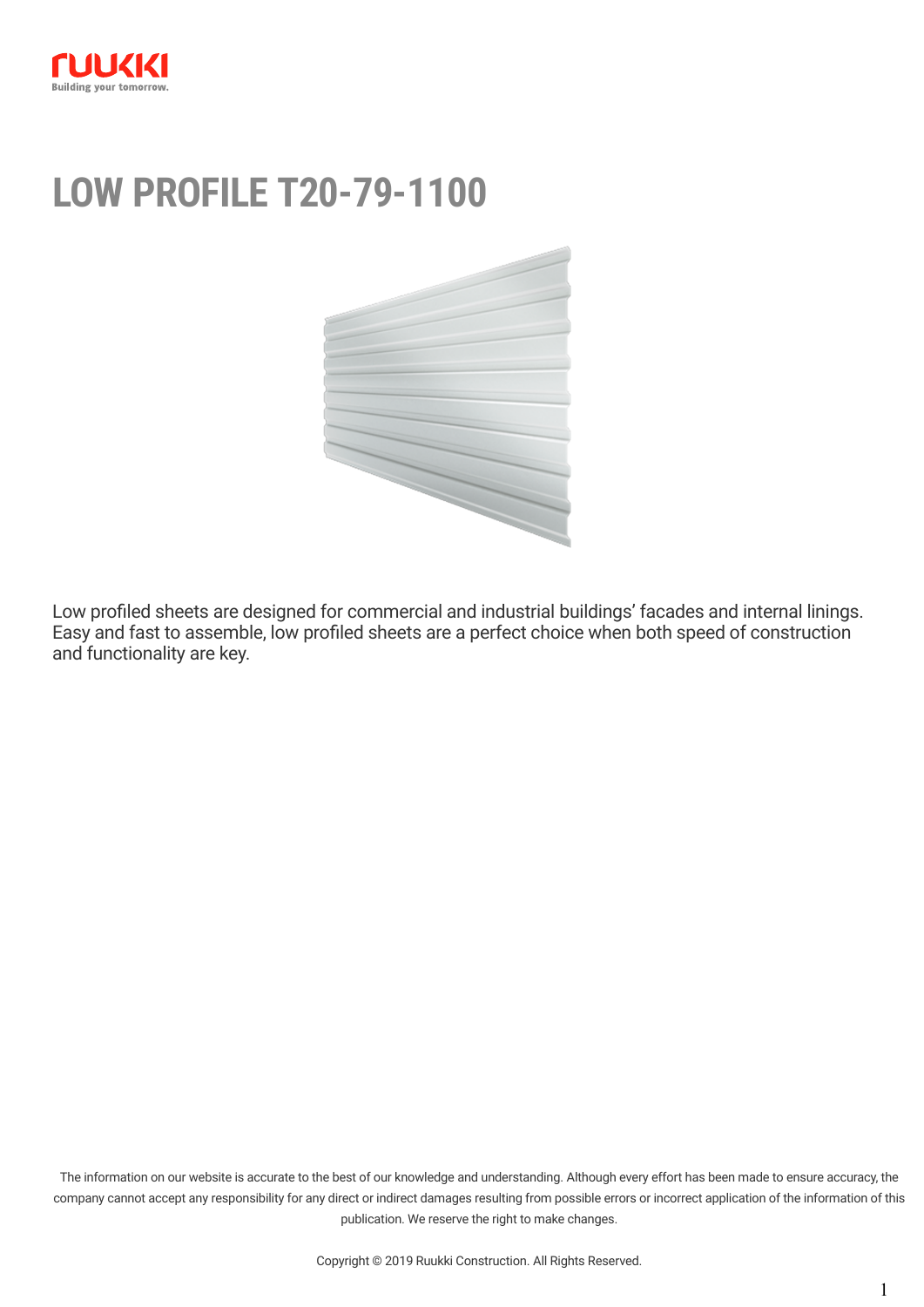# LOW PROFILE T20-79-1100

Low profiled sheets are designed for commercial and industrial buildings' facades and internal linings. Easy and fast to assemble, low profiled sheets are a perfect choice when both speed of construction and functionality are key.

The information on our website is accurate to the best of our knowledge and understanding. Although every effort has been made to ensure accuracy, the company cannot accept any responsibility for any direct or indirect damages resulting from possible errors or incorrect application of the information of this publication. We reserve the right to make changes.

Copyright © 2019 Ruukki Construction. All Rights Reserved.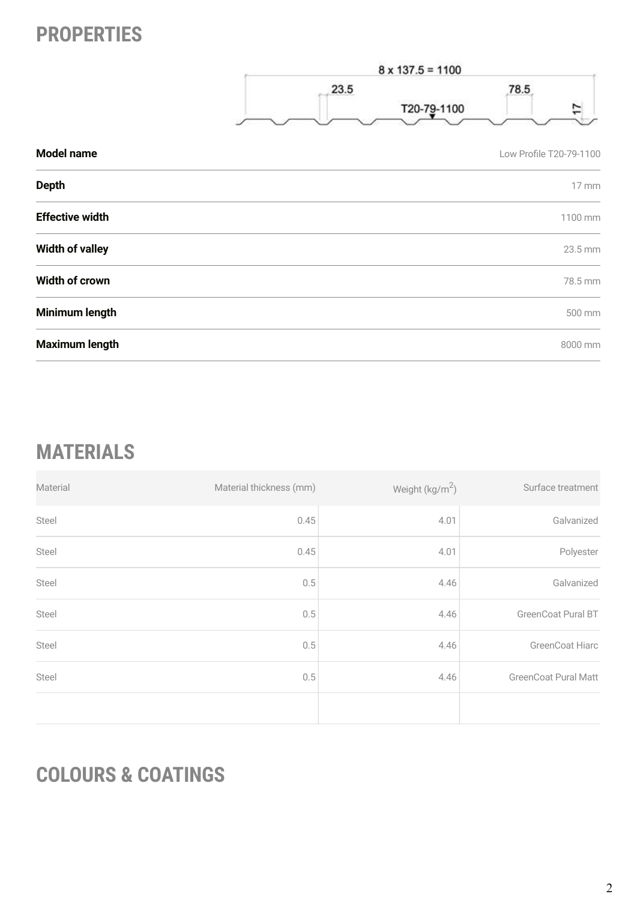## PROPERTIES

| | |
|---|---|
| **Model name** | Low Profile T20-79-1100 |
| **Depth** | 17 mm |
| **Effective width** | 1100 mm |
| **Width of valley** | 23.5 mm |
| **Width of crown** | 78.5 mm |
| **Minimum length** | 500 mm |
| **Maximum length** | 8000 mm |

## MATERIALS

| Material | Material thickness (mm) | Weight (kg/m$^2$) | Surface treatment |
|---|---|---|---|
| Steel | 0.45 | 4.01 | Galvanized |
| Steel | 0.45 | 4.01 | Polyester |
| Steel | 0.5 | 4.46 | Galvanized |
| Steel | 0.5 | 4.46 | GreenCoat Pural BT |
| Steel | 0.5 | 4.46 | GreenCoat Hiarc |
| Steel | 0.5 | 4.46 | GreenCoat Pural Matt |

## COLOURS & COATINGS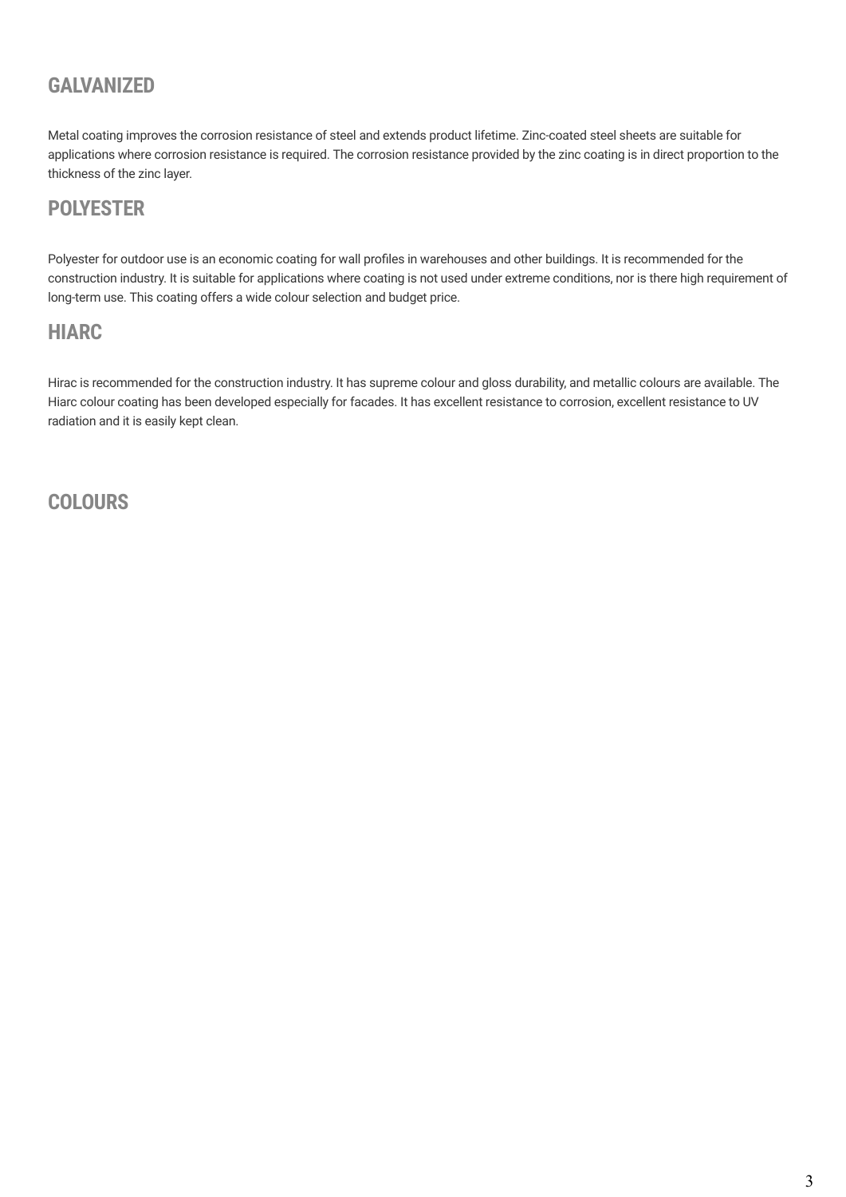## GALVANIZED

Metal coating improves the corrosion resistance of steel and extends product lifetime. Zinc-coated steel sheets are suitable for applications where corrosion resistance is required. The corrosion resistance provided by the zinc coating is in direct proportion to the thickness of the zinc layer.

## POLYESTER

Polyester for outdoor use is an economic coating for wall profiles in warehouses and other buildings. It is recommended for the construction industry. It is suitable for applications where coating is not used under extreme conditions, nor is there high requirement of long-term use. This coating offers a wide colour selection and budget price.

## HIARC

Hirac is recommended for the construction industry. It has supreme colour and gloss durability, and metallic colours are available. The Hiarc colour coating has been developed especially for facades. It has excellent resistance to corrosion, excellent resistance to UV radiation and it is easily kept clean.

## COLOURS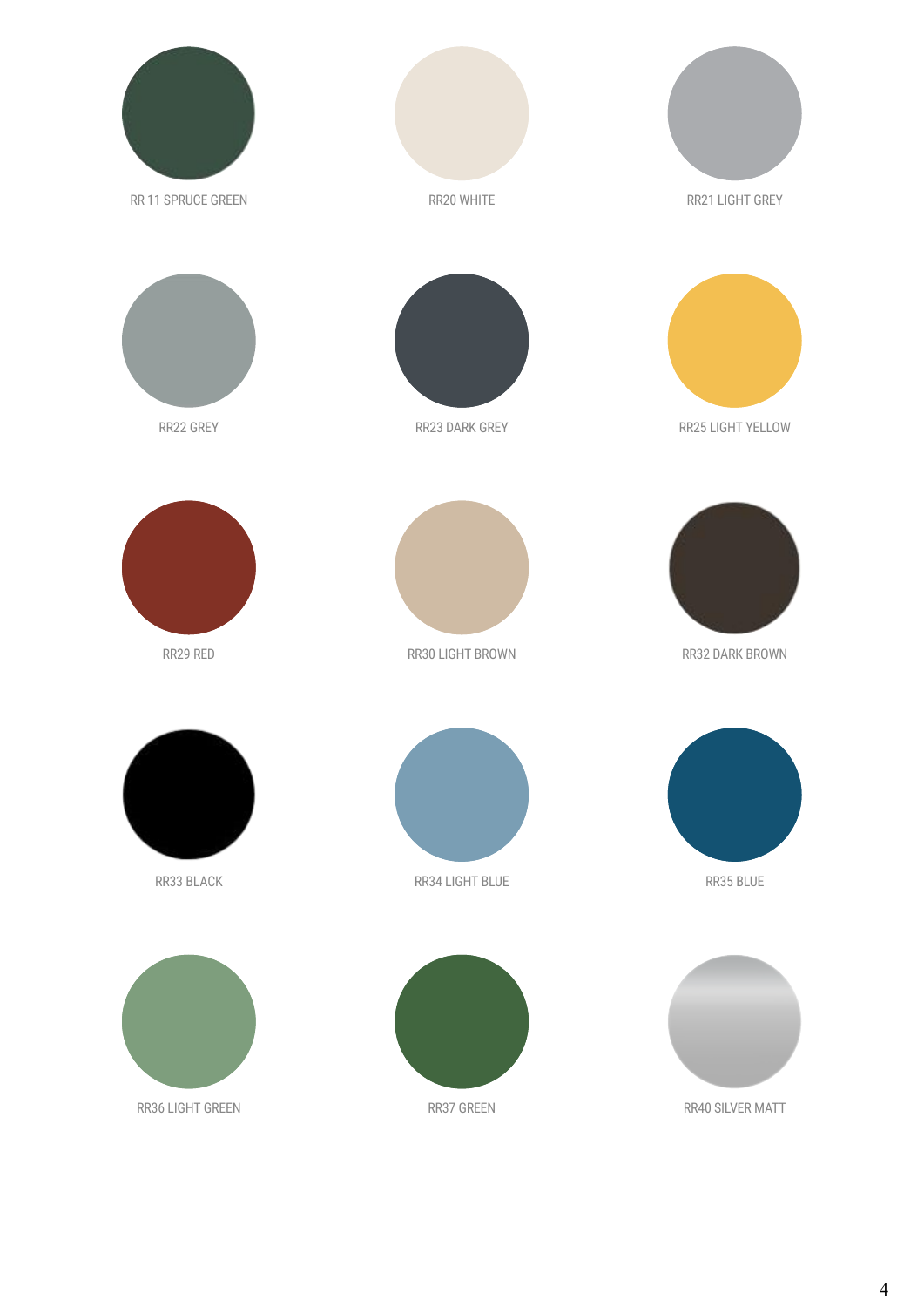RR 11 SPRUCE GREEN

RR20 WHITE

RR21 LIGHT GREY

RR22 GREY

RR23 DARK GREY

RR25 LIGHT YELLOW

RR29 RED

RR30 LIGHT BROWN

RR32 DARK BROWN

RR33 BLACK

RR34 LIGHT BLUE

RR35 BLUE

RR36 LIGHT GREEN

RR37 GREEN

RR40 SILVER MATT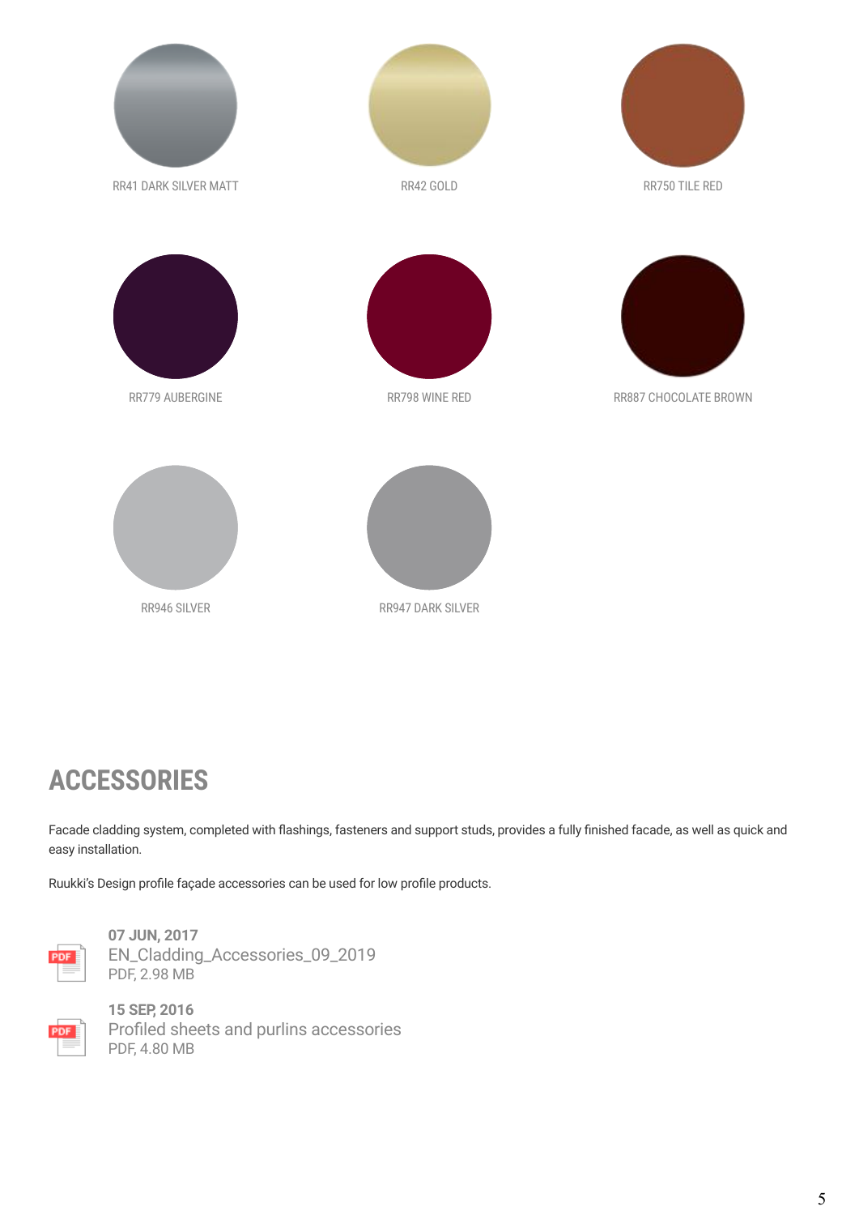RR41 DARK SILVER MATT

RR42 GOLD

RR750 TILE RED

RR779 AUBERGINE

RR798 WINE RED

RR887 CHOCOLATE BROWN

RR946 SILVER

RR947 DARK SILVER

## ACCESSORIES

Facade cladding system, completed with flashings, fasteners and support studs, provides a fully finished facade, as well as quick and easy installation.

Ruukki's Design profile façade accessories can be used for low profile products.

**07 JUN, 2017**
EN_Cladding_Accessories_09_2019
PDF, 2.98 MB

**15 SEP, 2016**
Profiled sheets and purlins accessories
PDF, 4.80 MB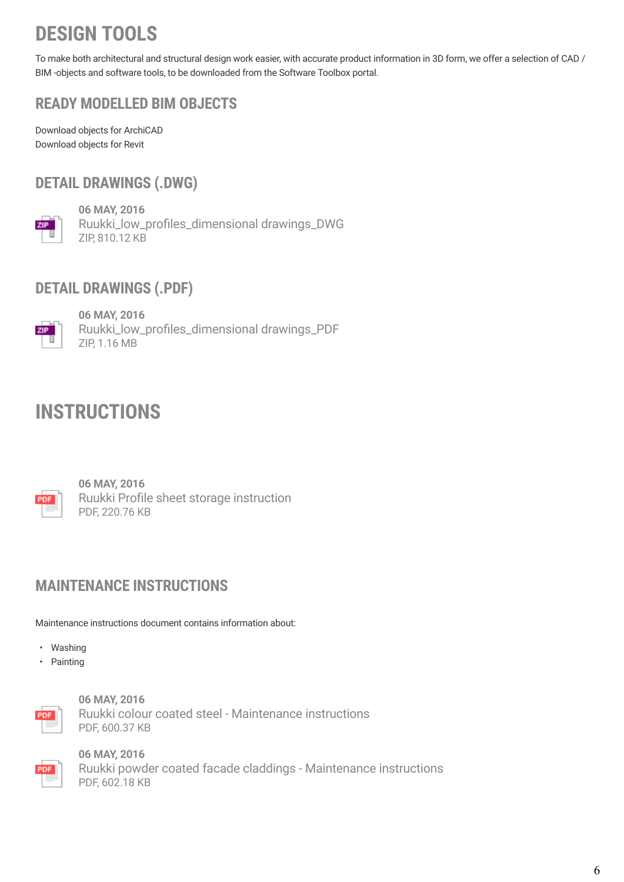# DESIGN TOOLS

To make both architectural and structural design work easier, with accurate product information in 3D form, we offer a selection of CAD / BIM -objects and software tools, to be downloaded from the Software Toolbox portal.

## READY MODELLED BIM OBJECTS

Download objects for ArchiCAD
Download objects for Revit

## DETAIL DRAWINGS (.DWG)

**06 MAY, 2016**
Ruukki_low_profiles_dimensional drawings_DWG
ZIP, 810.12 KB

## DETAIL DRAWINGS (.PDF)

**06 MAY, 2016**
Ruukki_low_profiles_dimensional drawings_PDF
ZIP, 1.16 MB

# INSTRUCTIONS

**06 MAY, 2016**
Ruukki Profile sheet storage instruction
PDF, 220.76 KB

## MAINTENANCE INSTRUCTIONS

Maintenance instructions document contains information about:

- Washing
- Painting

**06 MAY, 2016**
Ruukki colour coated steel - Maintenance instructions
PDF, 600.37 KB

**06 MAY, 2016**
Ruukki powder coated facade claddings - Maintenance instructions
PDF, 602.18 KB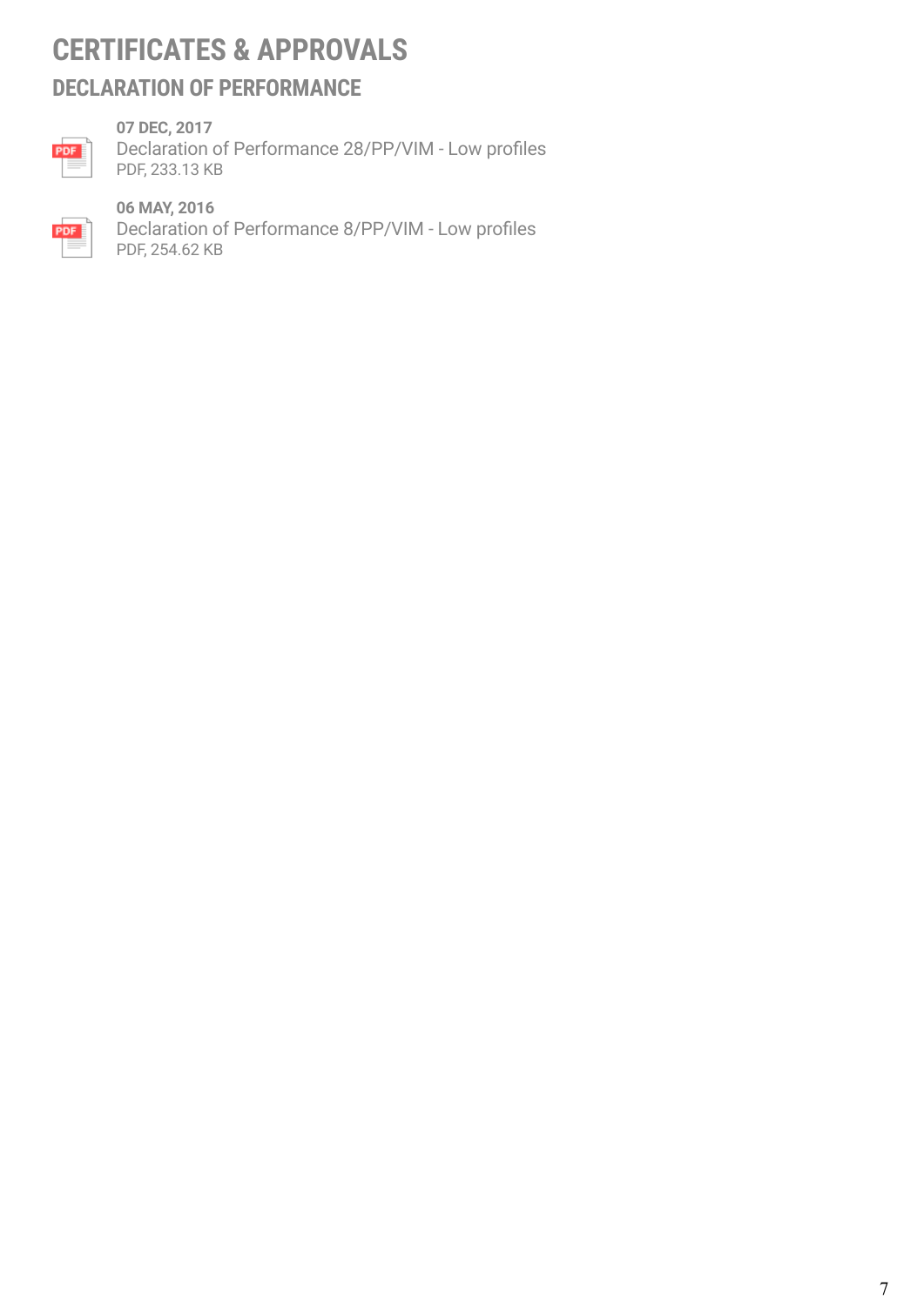# CERTIFICATES & APPROVALS

## DECLARATION OF PERFORMANCE

**07 DEC, 2017**
Declaration of Performance 28/PP/VIM - Low profiles
PDF, 233.13 KB

**06 MAY, 2016**
Declaration of Performance 8/PP/VIM - Low profiles
PDF, 254.62 KB